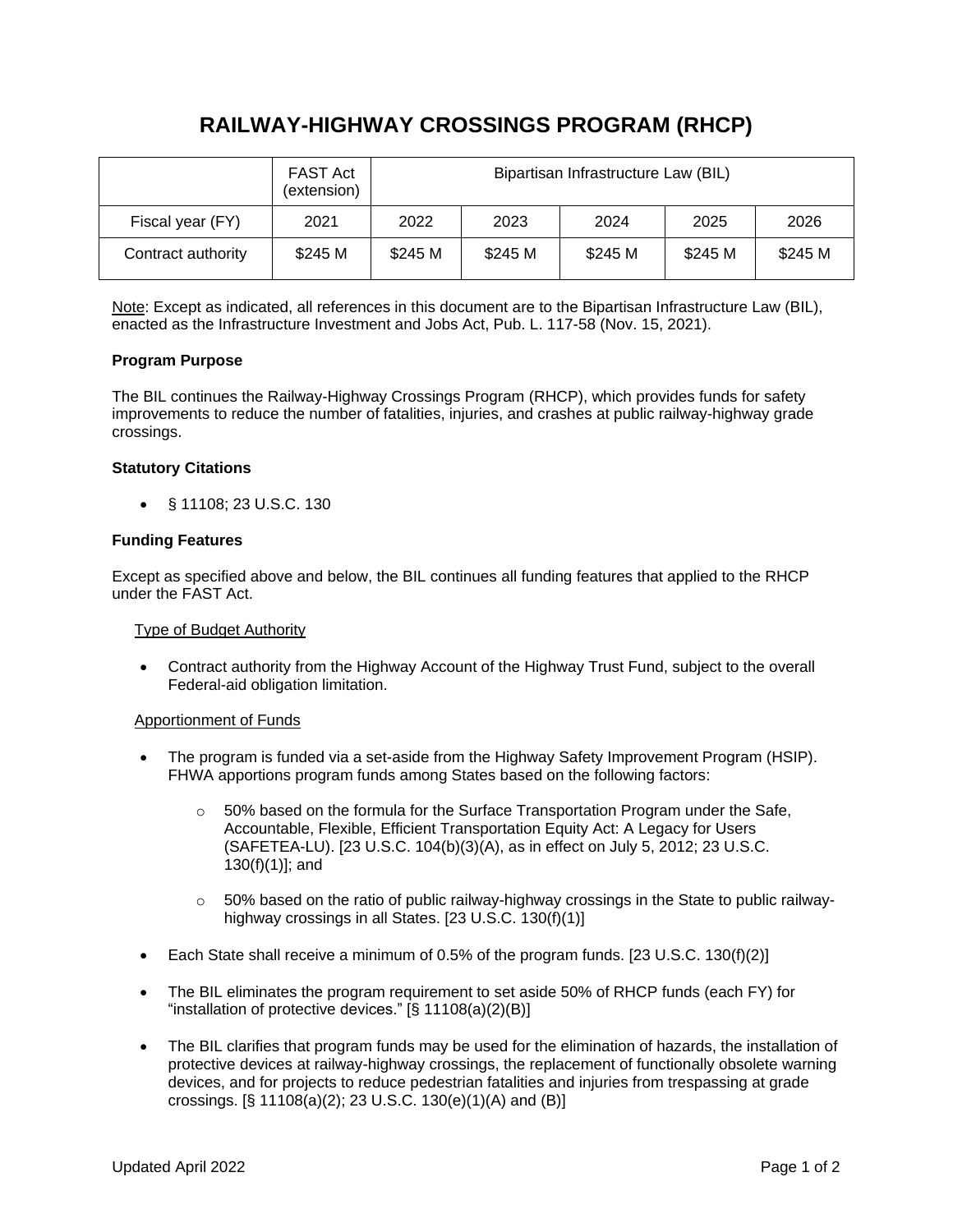# RAILWAY-HIGHWAY CROSSINGS PROGRAM (RHCP)

| | FAST Act (extension) | Bipartisan Infrastructure Law (BIL) | | | | |
|---|---|---|---|---|---|---|
| Fiscal year (FY) | 2021 | 2022 | 2023 | 2024 | 2025 | 2026 |
| Contract authority | $245 M | $245 M | $245 M | $245 M | $245 M | $245 M |

Note: Except as indicated, all references in this document are to the Bipartisan Infrastructure Law (BIL), enacted as the Infrastructure Investment and Jobs Act, Pub. L. 117-58 (Nov. 15, 2021).

**Program Purpose**

The BIL continues the Railway-Highway Crossings Program (RHCP), which provides funds for safety improvements to reduce the number of fatalities, injuries, and crashes at public railway-highway grade crossings.

**Statutory Citations**

- § 11108; 23 U.S.C. 130

**Funding Features**

Except as specified above and below, the BIL continues all funding features that applied to the RHCP under the FAST Act.

Type of Budget Authority

- Contract authority from the Highway Account of the Highway Trust Fund, subject to the overall Federal-aid obligation limitation.

Apportionment of Funds

- The program is funded via a set-aside from the Highway Safety Improvement Program (HSIP). FHWA apportions program funds among States based on the following factors:
  - 50% based on the formula for the Surface Transportation Program under the Safe, Accountable, Flexible, Efficient Transportation Equity Act: A Legacy for Users (SAFETEA-LU). [23 U.S.C. 104(b)(3)(A), as in effect on July 5, 2012; 23 U.S.C. 130(f)(1)]; and
  - 50% based on the ratio of public railway-highway crossings in the State to public railway-highway crossings in all States. [23 U.S.C. 130(f)(1)]
- Each State shall receive a minimum of 0.5% of the program funds. [23 U.S.C. 130(f)(2)]
- The BIL eliminates the program requirement to set aside 50% of RHCP funds (each FY) for "installation of protective devices." [§ 11108(a)(2)(B)]
- The BIL clarifies that program funds may be used for the elimination of hazards, the installation of protective devices at railway-highway crossings, the replacement of functionally obsolete warning devices, and for projects to reduce pedestrian fatalities and injuries from trespassing at grade crossings. [§ 11108(a)(2); 23 U.S.C. 130(e)(1)(A) and (B)]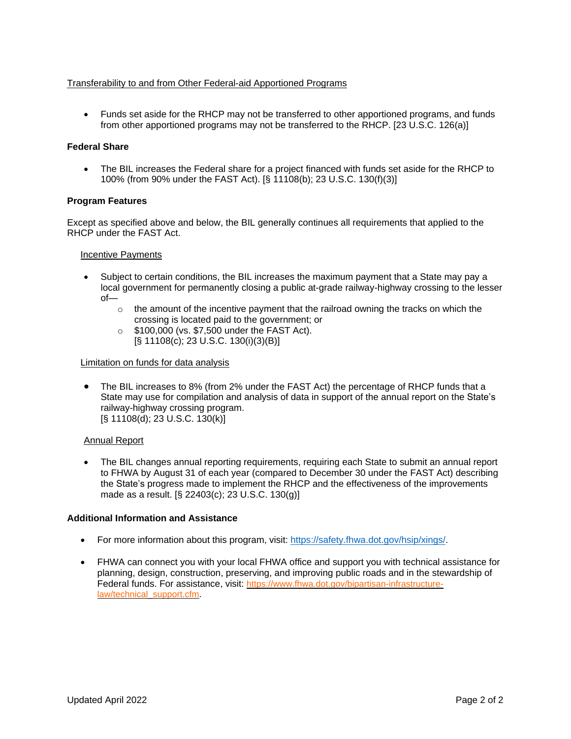Transferability to and from Other Federal-aid Apportioned Programs

- Funds set aside for the RHCP may not be transferred to other apportioned programs, and funds from other apportioned programs may not be transferred to the RHCP. [23 U.S.C. 126(a)]

**Federal Share**

- The BIL increases the Federal share for a project financed with funds set aside for the RHCP to 100% (from 90% under the FAST Act). [§ 11108(b); 23 U.S.C. 130(f)(3)]

**Program Features**

Except as specified above and below, the BIL generally continues all requirements that applied to the RHCP under the FAST Act.

Incentive Payments

- Subject to certain conditions, the BIL increases the maximum payment that a State may pay a local government for permanently closing a public at-grade railway-highway crossing to the lesser of—
  - the amount of the incentive payment that the railroad owning the tracks on which the crossing is located paid to the government; or
  - $100,000 (vs. $7,500 under the FAST Act).
    [§ 11108(c); 23 U.S.C. 130(i)(3)(B)]

Limitation on funds for data analysis

- The BIL increases to 8% (from 2% under the FAST Act) the percentage of RHCP funds that a State may use for compilation and analysis of data in support of the annual report on the State's railway-highway crossing program.
  [§ 11108(d); 23 U.S.C. 130(k)]

Annual Report

- The BIL changes annual reporting requirements, requiring each State to submit an annual report to FHWA by August 31 of each year (compared to December 30 under the FAST Act) describing the State's progress made to implement the RHCP and the effectiveness of the improvements made as a result. [§ 22403(c); 23 U.S.C. 130(g)]

**Additional Information and Assistance**

- For more information about this program, visit: https://safety.fhwa.dot.gov/hsip/xings/.
- FHWA can connect you with your local FHWA office and support you with technical assistance for planning, design, construction, preserving, and improving public roads and in the stewardship of Federal funds. For assistance, visit: https://www.fhwa.dot.gov/bipartisan-infrastructure-law/technical_support.cfm.

Updated April 2022